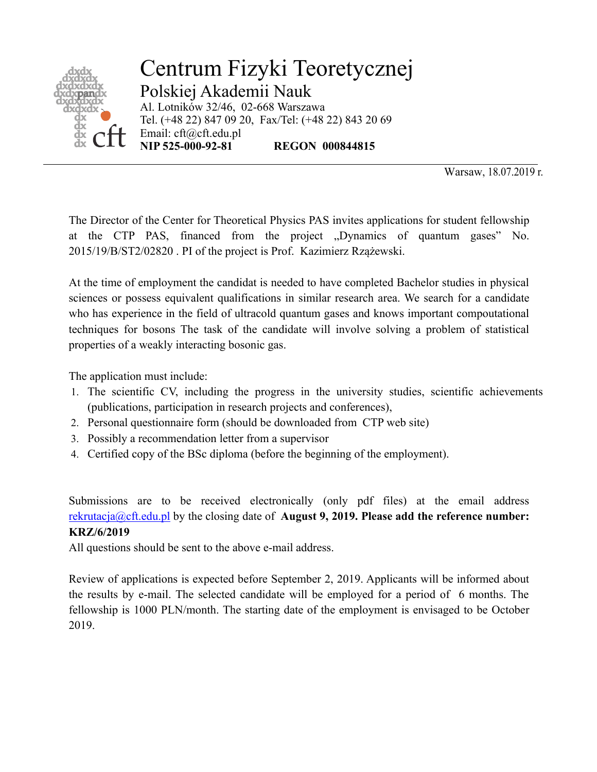# Centrum Fizyki Teoretycznej
## Polskiej Akademii Nauk

Al. Lotników 32/46, 02-668 Warszawa
Tel. (+48 22) 847 09 20, Fax/Tel: (+48 22) 843 20 69
Email: cft@cft.edu.pl
**NIP 525-000-92-81 REGON 000844815**

Warsaw, 18.07.2019 r.

The Director of the Center for Theoretical Physics PAS invites applications for student fellowship at the CTP PAS, financed from the project „Dynamics of quantum gases" No. 2015/19/B/ST2/02820 . PI of the project is Prof. Kazimierz Rzążewski.

At the time of employment the candidat is needed to have completed Bachelor studies in physical sciences or possess equivalent qualifications in similar research area. We search for a candidate who has experience in the field of ultracold quantum gases and knows important compoutational techniques for bosons The task of the candidate will involve solving a problem of statistical properties of a weakly interacting bosonic gas.

The application must include:

1. The scientific CV, including the progress in the university studies, scientific achievements (publications, participation in research projects and conferences),
2. Personal questionnaire form (should be downloaded from CTP web site)
3. Possibly a recommendation letter from a supervisor
4. Certified copy of the BSc diploma (before the beginning of the employment).

Submissions are to be received electronically (only pdf files) at the email address rekrutacja@cft.edu.pl by the closing date of **August 9, 2019. Please add the reference number: KRZ/6/2019**
All questions should be sent to the above e-mail address.

Review of applications is expected before September 2, 2019. Applicants will be informed about the results by e-mail. The selected candidate will be employed for a period of 6 months. The fellowship is 1000 PLN/month. The starting date of the employment is envisaged to be October 2019.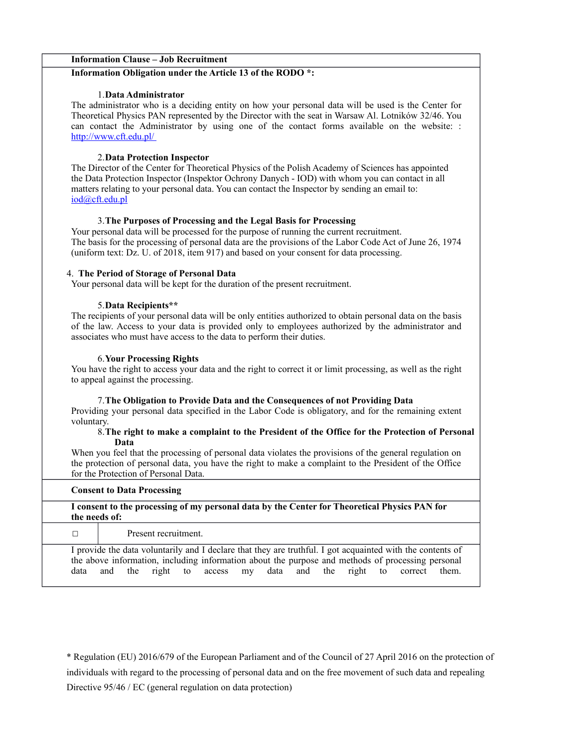**Information Clause – Job Recruitment**

**Information Obligation under the Article 13 of the RODO *:**

1. **Data Administrator**

The administrator who is a deciding entity on how your personal data will be used is the Center for Theoretical Physics PAN represented by the Director with the seat in Warsaw Al. Lotników 32/46. You can contact the Administrator by using one of the contact forms available on the website: : http://www.cft.edu.pl/

2. **Data Protection Inspector**

The Director of the Center for Theoretical Physics of the Polish Academy of Sciences has appointed the Data Protection Inspector (Inspektor Ochrony Danych - IOD) with whom you can contact in all matters relating to your personal data. You can contact the Inspector by sending an email to: iod@cft.edu.pl

3. **The Purposes of Processing and the Legal Basis for Processing**

Your personal data will be processed for the purpose of running the current recruitment.
The basis for the processing of personal data are the provisions of the Labor Code Act of June 26, 1974 (uniform text: Dz. U. of 2018, item 917) and based on your consent for data processing.

4. **The Period of Storage of Personal Data**

Your personal data will be kept for the duration of the present recruitment.

5. **Data Recipients****

The recipients of your personal data will be only entities authorized to obtain personal data on the basis of the law. Access to your data is provided only to employees authorized by the administrator and associates who must have access to the data to perform their duties.

6. **Your Processing Rights**

You have the right to access your data and the right to correct it or limit processing, as well as the right to appeal against the processing.

7. **The Obligation to Provide Data and the Consequences of not Providing Data**

Providing your personal data specified in the Labor Code is obligatory, and for the remaining extent voluntary.

8. **The right to make a complaint to the President of the Office for the Protection of Personal Data**

When you feel that the processing of personal data violates the provisions of the general regulation on the protection of personal data, you have the right to make a complaint to the President of the Office for the Protection of Personal Data.

**Consent to Data Processing**

**I consent to the processing of my personal data by the Center for Theoretical Physics PAN for the needs of:**

| | |
|---|---|
| □ | Present recruitment. |

I provide the data voluntarily and I declare that they are truthful. I got acquainted with the contents of the above information, including information about the purpose and methods of processing personal data and the right to access my data and the right to correct them.

\* Regulation (EU) 2016/679 of the European Parliament and of the Council of 27 April 2016 on the protection of individuals with regard to the processing of personal data and on the free movement of such data and repealing Directive 95/46 / EC (general regulation on data protection)